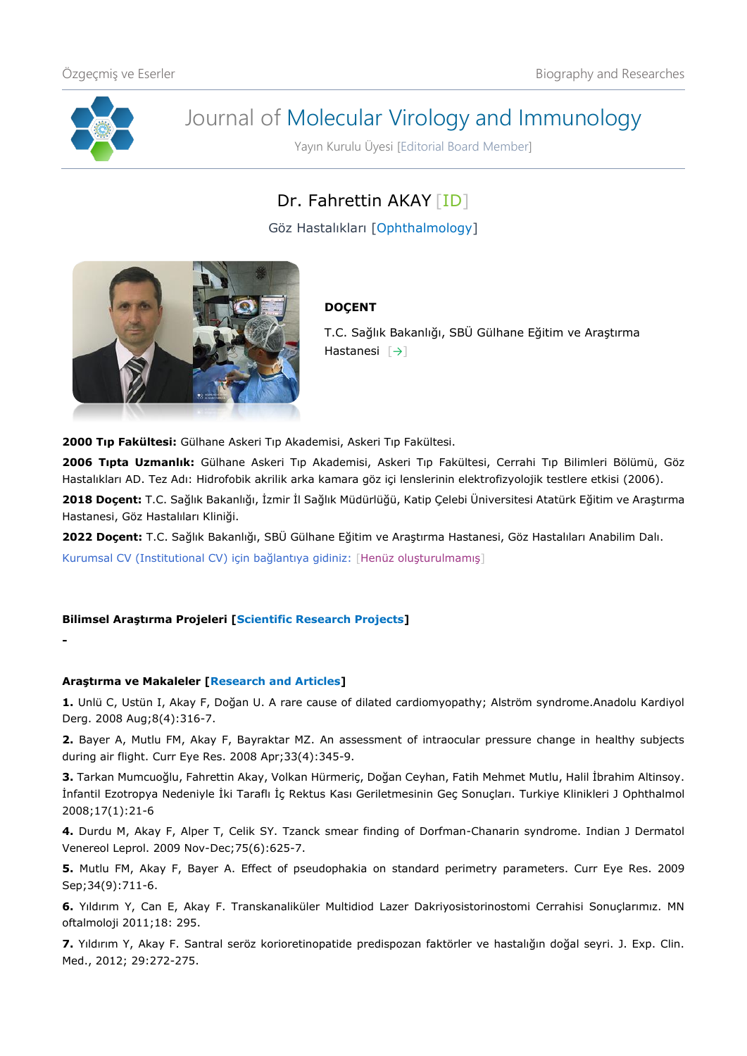Özgeçmiş ve Eserler                                                                                    Biography and Researches

# Journal of Molecular Virology and Immunology

Yayın Kurulu Üyesi [Editorial Board Member]

## Dr. Fahrettin AKAY [ID]

Göz Hastalıkları [Ophthalmology]

**DOÇENT**

T.C. Sağlık Bakanlığı, SBÜ Gülhane Eğitim ve Araştırma Hastanesi [→]

**2000 Tıp Fakültesi:** Gülhane Askeri Tıp Akademisi, Askeri Tıp Fakültesi.

**2006 Tıpta Uzmanlık:** Gülhane Askeri Tıp Akademisi, Askeri Tıp Fakültesi, Cerrahi Tıp Bilimleri Bölümü, Göz Hastalıkları AD. Tez Adı: Hidrofobik akrilik arka kamara göz içi lenslerinin elektrofizyolojik testlere etkisi (2006).

**2018 Doçent:** T.C. Sağlık Bakanlığı, İzmir İl Sağlık Müdürlüğü, Katip Çelebi Üniversitesi Atatürk Eğitim ve Araştırma Hastanesi, Göz Hastalıkları Kliniği.

**2022 Doçent:** T.C. Sağlık Bakanlığı, SBÜ Gülhane Eğitim ve Araştırma Hastanesi, Göz Hastalıları Anabilim Dalı.

Kurumsal CV (Institutional CV) için bağlantıya gidiniz: [Henüz oluşturulmamış]

### Bilimsel Araştırma Projeleri [Scientific Research Projects]

-

### Araştırma ve Makaleler [Research and Articles]

**1.** Unlü C, Ustün I, Akay F, Doğan U. A rare cause of dilated cardiomyopathy; Alström syndrome.Anadolu Kardiyol Derg. 2008 Aug;8(4):316-7.

**2.** Bayer A, Mutlu FM, Akay F, Bayraktar MZ. An assessment of intraocular pressure change in healthy subjects during air flight. Curr Eye Res. 2008 Apr;33(4):345-9.

**3.** Tarkan Mumcuoğlu, Fahrettin Akay, Volkan Hürmeriç, Doğan Ceyhan, Fatih Mehmet Mutlu, Halil İbrahim Altinsoy. İnfantil Ezotropya Nedeniyle İki Taraflı İç Rektus Kası Geriletmesinin Geç Sonuçları. Turkiye Klinikleri J Ophthalmol 2008;17(1):21-6

**4.** Durdu M, Akay F, Alper T, Celik SY. Tzanck smear finding of Dorfman-Chanarin syndrome. Indian J Dermatol Venereol Leprol. 2009 Nov-Dec;75(6):625-7.

**5.** Mutlu FM, Akay F, Bayer A. Effect of pseudophakia on standard perimetry parameters. Curr Eye Res. 2009 Sep;34(9):711-6.

**6.** Yıldırım Y, Can E, Akay F. Transkanaliküler Multidiod Lazer Dakriyosistorinostomi Cerrahisi Sonuçlarımız. MN oftalmoloji 2011;18: 295.

**7.** Yıldırım Y, Akay F. Santral seröz korioretinopatide predispozan faktörler ve hastalığın doğal seyri. J. Exp. Clin. Med., 2012; 29:272-275.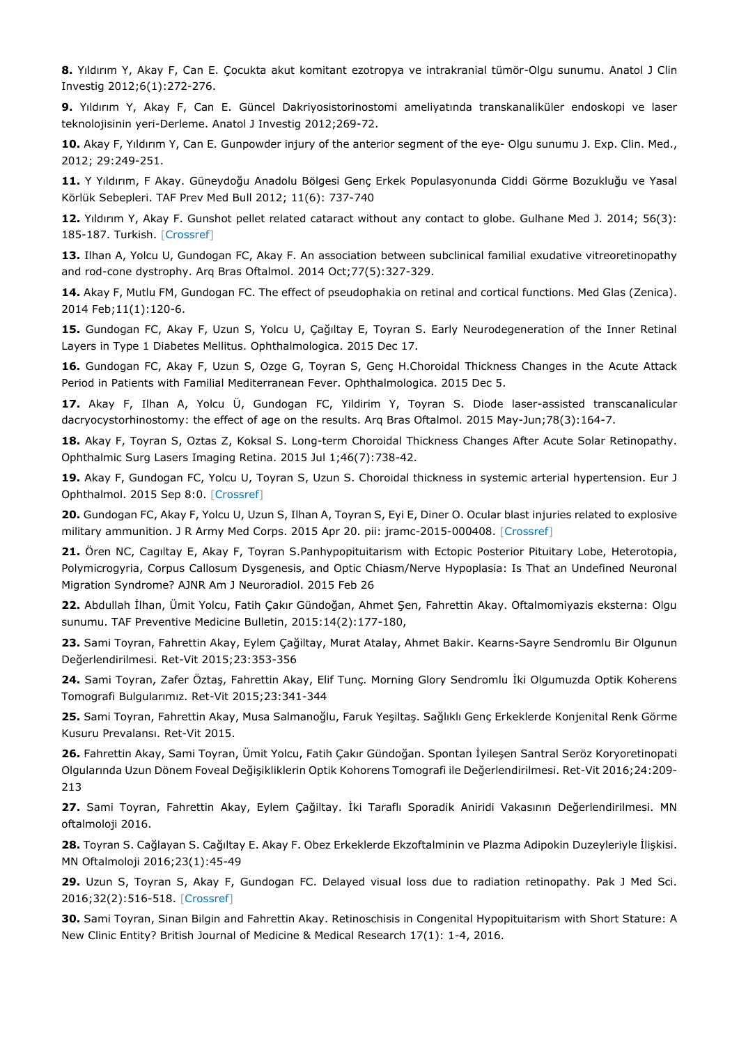**8.** Yıldırım Y, Akay F, Can E. Çocukta akut komitant ezotropya ve intrakranial tümör-Olgu sunumu. Anatol J Clin Investig 2012;6(1):272-276.

**9.** Yıldırım Y, Akay F, Can E. Güncel Dakriyosistorinostomi ameliyatında transkanaliküler endoskopi ve laser teknolojisinin yeri-Derleme. Anatol J Investig 2012;269-72.

**10.** Akay F, Yıldırım Y, Can E. Gunpowder injury of the anterior segment of the eye- Olgu sunumu J. Exp. Clin. Med., 2012; 29:249-251.

**11.** Y Yıldırım, F Akay. Güneydoğu Anadolu Bölgesi Genç Erkek Populasyonunda Ciddi Görme Bozukluğu ve Yasal Körlük Sebepleri. TAF Prev Med Bull 2012; 11(6): 737-740

**12.** Yıldırım Y, Akay F. Gunshot pellet related cataract without any contact to globe. Gulhane Med J. 2014; 56(3): 185-187. Turkish. [Crossref]

**13.** Ilhan A, Yolcu U, Gundogan FC, Akay F. An association between subclinical familial exudative vitreoretinopathy and rod-cone dystrophy. Arq Bras Oftalmol. 2014 Oct;77(5):327-329.

**14.** Akay F, Mutlu FM, Gundogan FC. The effect of pseudophakia on retinal and cortical functions. Med Glas (Zenica). 2014 Feb;11(1):120-6.

**15.** Gundogan FC, Akay F, Uzun S, Yolcu U, Çağıltay E, Toyran S. Early Neurodegeneration of the Inner Retinal Layers in Type 1 Diabetes Mellitus. Ophthalmologica. 2015 Dec 17.

**16.** Gundogan FC, Akay F, Uzun S, Ozge G, Toyran S, Genç H.Choroidal Thickness Changes in the Acute Attack Period in Patients with Familial Mediterranean Fever. Ophthalmologica. 2015 Dec 5.

**17.** Akay F, Ilhan A, Yolcu Ü, Gundogan FC, Yildirim Y, Toyran S. Diode laser-assisted transcanalicular dacryocystorhinostomy: the effect of age on the results. Arq Bras Oftalmol. 2015 May-Jun;78(3):164-7.

**18.** Akay F, Toyran S, Oztas Z, Koksal S. Long-term Choroidal Thickness Changes After Acute Solar Retinopathy. Ophthalmic Surg Lasers Imaging Retina. 2015 Jul 1;46(7):738-42.

**19.** Akay F, Gundogan FC, Yolcu U, Toyran S, Uzun S. Choroidal thickness in systemic arterial hypertension. Eur J Ophthalmol. 2015 Sep 8:0. [Crossref]

**20.** Gundogan FC, Akay F, Yolcu U, Uzun S, Ilhan A, Toyran S, Eyi E, Diner O. Ocular blast injuries related to explosive military ammunition. J R Army Med Corps. 2015 Apr 20. pii: jramc-2015-000408. [Crossref]

**21.** Ören NC, Cagıltay E, Akay F, Toyran S.Panhypopituitarism with Ectopic Posterior Pituitary Lobe, Heterotopia, Polymicrogyria, Corpus Callosum Dysgenesis, and Optic Chiasm/Nerve Hypoplasia: Is That an Undefined Neuronal Migration Syndrome? AJNR Am J Neuroradiol. 2015 Feb 26

**22.** Abdullah İlhan, Ümit Yolcu, Fatih Çakır Gündoğan, Ahmet Şen, Fahrettin Akay. Oftalmomiyazis eksterna: Olgu sunumu. TAF Preventive Medicine Bulletin, 2015:14(2):177-180,

**23.** Sami Toyran, Fahrettin Akay, Eylem Çağıltay, Murat Atalay, Ahmet Bakir. Kearns-Sayre Sendromlu Bir Olgunun Değerlendirilmesi. Ret-Vit 2015;23:353-356

**24.** Sami Toyran, Zafer Öztaş, Fahrettin Akay, Elif Tunç. Morning Glory Sendromlu İki Olgumuzda Optik Koherens Tomografi Bulgularımız. Ret-Vit 2015;23:341-344

**25.** Sami Toyran, Fahrettin Akay, Musa Salmanoğlu, Faruk Yeşiltaş. Sağlıklı Genç Erkeklerde Konjenital Renk Görme Kusuru Prevalansı. Ret-Vit 2015.

**26.** Fahrettin Akay, Sami Toyran, Ümit Yolcu, Fatih Çakır Gündoğan. Spontan İyileşen Santral Seröz Koryoretinopati Olgularında Uzun Dönem Foveal Değişikliklerin Optik Kohorens Tomografi ile Değerlendirilmesi. Ret-Vit 2016;24:209-213

**27.** Sami Toyran, Fahrettin Akay, Eylem Çağiltay. İki Taraflı Sporadik Aniridi Vakasının Değerlendirilmesi. MN oftalmoloji 2016.

**28.** Toyran S. Cağlayan S. Cağıltay E. Akay F. Obez Erkeklerde Ekzoftalminin ve Plazma Adipokin Duzeyleriyle İlişkisi. MN Oftalmoloji 2016;23(1):45-49

**29.** Uzun S, Toyran S, Akay F, Gundogan FC. Delayed visual loss due to radiation retinopathy. Pak J Med Sci. 2016;32(2):516-518. [Crossref]

**30.** Sami Toyran, Sinan Bilgin and Fahrettin Akay. Retinoschisis in Congenital Hypopituitarism with Short Stature: A New Clinic Entity? British Journal of Medicine & Medical Research 17(1): 1-4, 2016.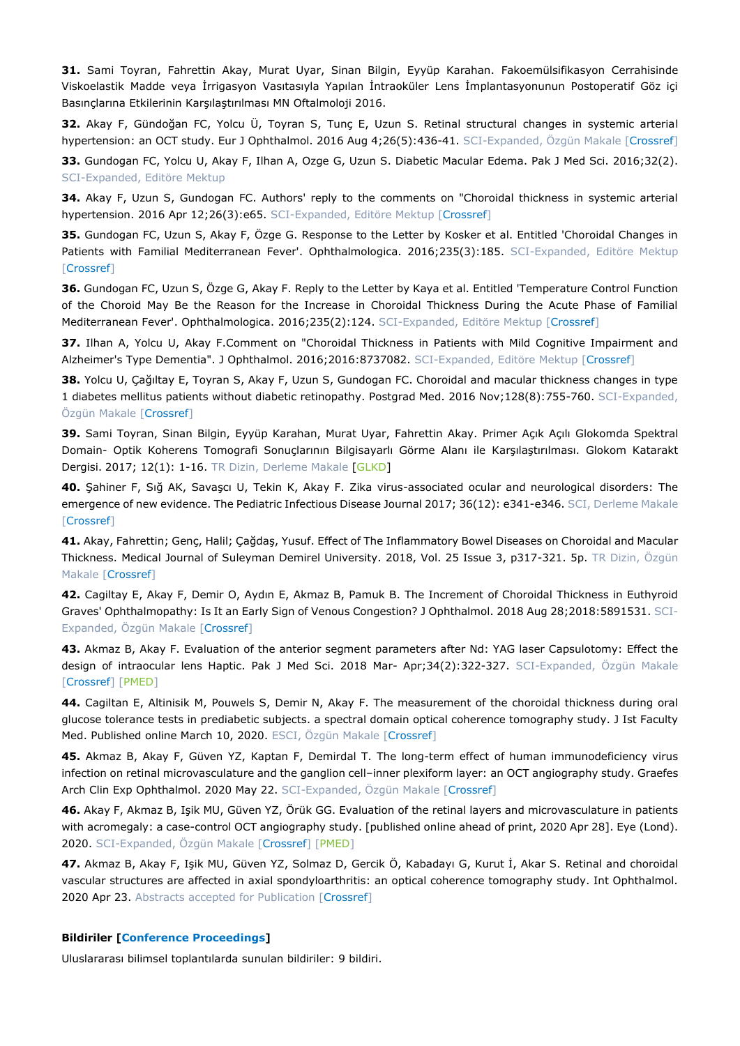**31.** Sami Toyran, Fahrettin Akay, Murat Uyar, Sinan Bilgin, Eyyüp Karahan. Fakoemülsifikasyon Cerrahisinde Viskoelastik Madde veya İrrigasyon Vasıtasıyla Yapılan İntraoküler Lens İmplantasyonunun Postoperatif Göz içi Basınçlarına Etkilerinin Karşılaştırılması MN Oftalmoloji 2016.

**32.** Akay F, Gündoğan FC, Yolcu Ü, Toyran S, Tunç E, Uzun S. Retinal structural changes in systemic arterial hypertension: an OCT study. Eur J Ophthalmol. 2016 Aug 4;26(5):436-41. SCI-Expanded, Özgün Makale [Crossref]

**33.** Gundogan FC, Yolcu U, Akay F, Ilhan A, Ozge G, Uzun S. Diabetic Macular Edema. Pak J Med Sci. 2016;32(2). SCI-Expanded, Editöre Mektup

**34.** Akay F, Uzun S, Gundogan FC. Authors' reply to the comments on "Choroidal thickness in systemic arterial hypertension. 2016 Apr 12;26(3):e65. SCI-Expanded, Editöre Mektup [Crossref]

**35.** Gundogan FC, Uzun S, Akay F, Özge G. Response to the Letter by Kosker et al. Entitled 'Choroidal Changes in Patients with Familial Mediterranean Fever'. Ophthalmologica. 2016;235(3):185. SCI-Expanded, Editöre Mektup [Crossref]

**36.** Gundogan FC, Uzun S, Özge G, Akay F. Reply to the Letter by Kaya et al. Entitled 'Temperature Control Function of the Choroid May Be the Reason for the Increase in Choroidal Thickness During the Acute Phase of Familial Mediterranean Fever'. Ophthalmologica. 2016;235(2):124. SCI-Expanded, Editöre Mektup [Crossref]

**37.** Ilhan A, Yolcu U, Akay F.Comment on "Choroidal Thickness in Patients with Mild Cognitive Impairment and Alzheimer's Type Dementia". J Ophthalmol. 2016;2016:8737082. SCI-Expanded, Editöre Mektup [Crossref]

**38.** Yolcu U, Çağıltay E, Toyran S, Akay F, Uzun S, Gundogan FC. Choroidal and macular thickness changes in type 1 diabetes mellitus patients without diabetic retinopathy. Postgrad Med. 2016 Nov;128(8):755-760. SCI-Expanded, Özgün Makale [Crossref]

**39.** Sami Toyran, Sinan Bilgin, Eyyüp Karahan, Murat Uyar, Fahrettin Akay. Primer Açık Açılı Glokomda Spektral Domain- Optik Koherens Tomografi Sonuçlarının Bilgisayarlı Görme Alanı ile Karşılaştırılması. Glokom Katarakt Dergisi. 2017; 12(1): 1-16. TR Dizin, Derleme Makale [GLKD]

**40.** Şahiner F, Sığ AK, Savaşcı U, Tekin K, Akay F. Zika virus-associated ocular and neurological disorders: The emergence of new evidence. The Pediatric Infectious Disease Journal 2017; 36(12): e341-e346. SCI, Derleme Makale [Crossref]

**41.** Akay, Fahrettin; Genç, Halil; Çağdaş, Yusuf. Effect of The Inflammatory Bowel Diseases on Choroidal and Macular Thickness. Medical Journal of Suleyman Demirel University. 2018, Vol. 25 Issue 3, p317-321. 5p. TR Dizin, Özgün Makale [Crossref]

**42.** Cagiltay E, Akay F, Demir O, Aydın E, Akmaz B, Pamuk B. The Increment of Choroidal Thickness in Euthyroid Graves' Ophthalmopathy: Is It an Early Sign of Venous Congestion? J Ophthalmol. 2018 Aug 28;2018:5891531. SCI-Expanded, Özgün Makale [Crossref]

**43.** Akmaz B, Akay F. Evaluation of the anterior segment parameters after Nd: YAG laser Capsulotomy: Effect the design of intraocular lens Haptic. Pak J Med Sci. 2018 Mar- Apr;34(2):322-327. SCI-Expanded, Özgün Makale [Crossref] [PMED]

**44.** Cagiltan E, Altinisik M, Pouwels S, Demir N, Akay F. The measurement of the choroidal thickness during oral glucose tolerance tests in prediabetic subjects. a spectral domain optical coherence tomography study. J Ist Faculty Med. Published online March 10, 2020. ESCI, Özgün Makale [Crossref]

**45.** Akmaz B, Akay F, Güven YZ, Kaptan F, Demirdal T. The long-term effect of human immunodeficiency virus infection on retinal microvasculature and the ganglion cell–inner plexiform layer: an OCT angiography study. Graefes Arch Clin Exp Ophthalmol. 2020 May 22. SCI-Expanded, Özgün Makale [Crossref]

**46.** Akay F, Akmaz B, Işik MU, Güven YZ, Örük GG. Evaluation of the retinal layers and microvasculature in patients with acromegaly: a case-control OCT angiography study. [published online ahead of print, 2020 Apr 28]. Eye (Lond). 2020. SCI-Expanded, Özgün Makale [Crossref] [PMED]

**47.** Akmaz B, Akay F, Işik MU, Güven YZ, Solmaz D, Gercik Ö, Kabadayı G, Kurut İ, Akar S. Retinal and choroidal vascular structures are affected in axial spondyloarthritis: an optical coherence tomography study. Int Ophthalmol. 2020 Apr 23. Abstracts accepted for Publication [Crossref]

**Bildiriler [Conference Proceedings]**

Uluslararası bilimsel toplantılarda sunulan bildiriler: 9 bildiri.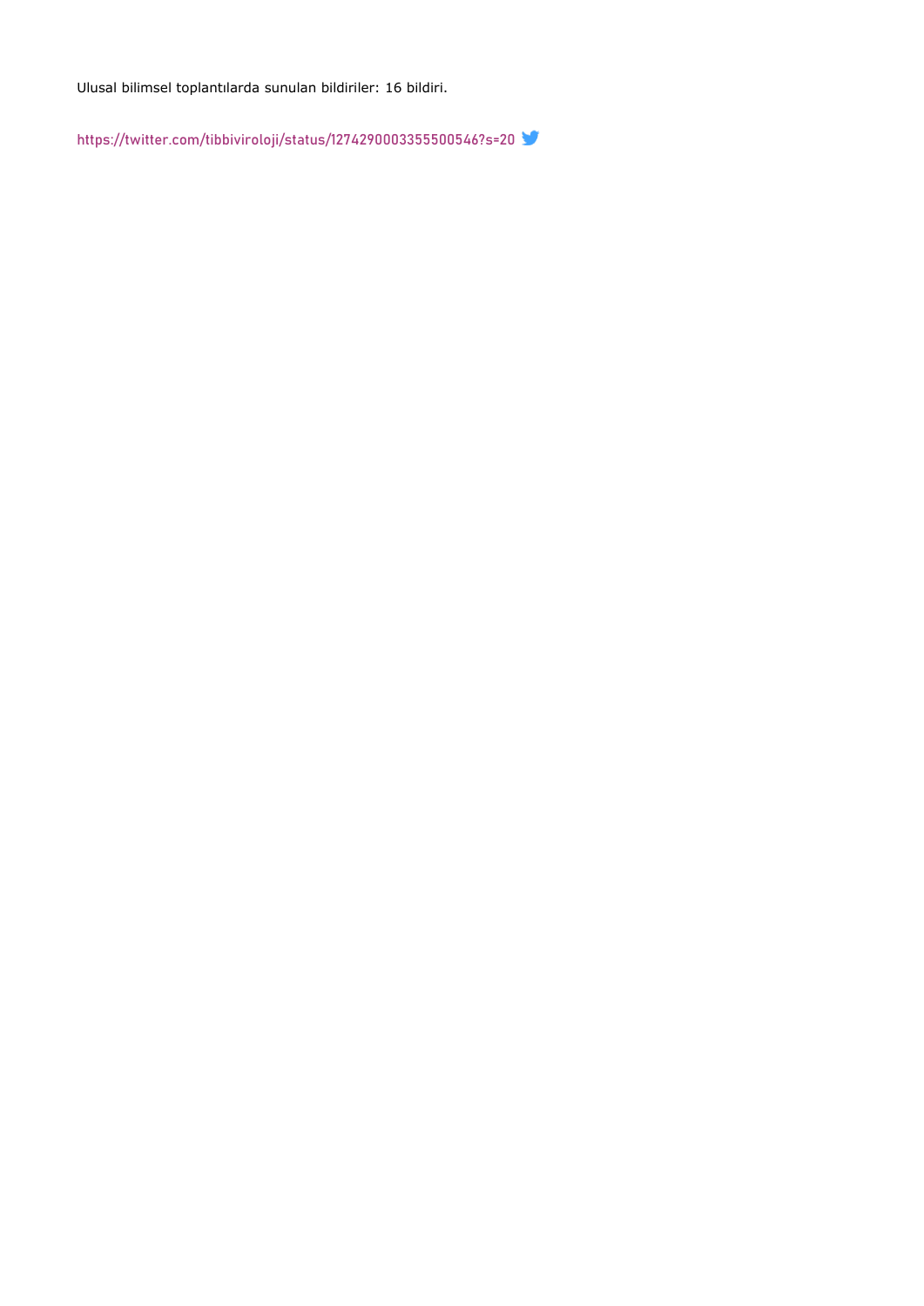Ulusal bilimsel toplantılarda sunulan bildiriler: 16 bildiri.

https://twitter.com/tibbiviroloji/status/1274290003355500546?s=20